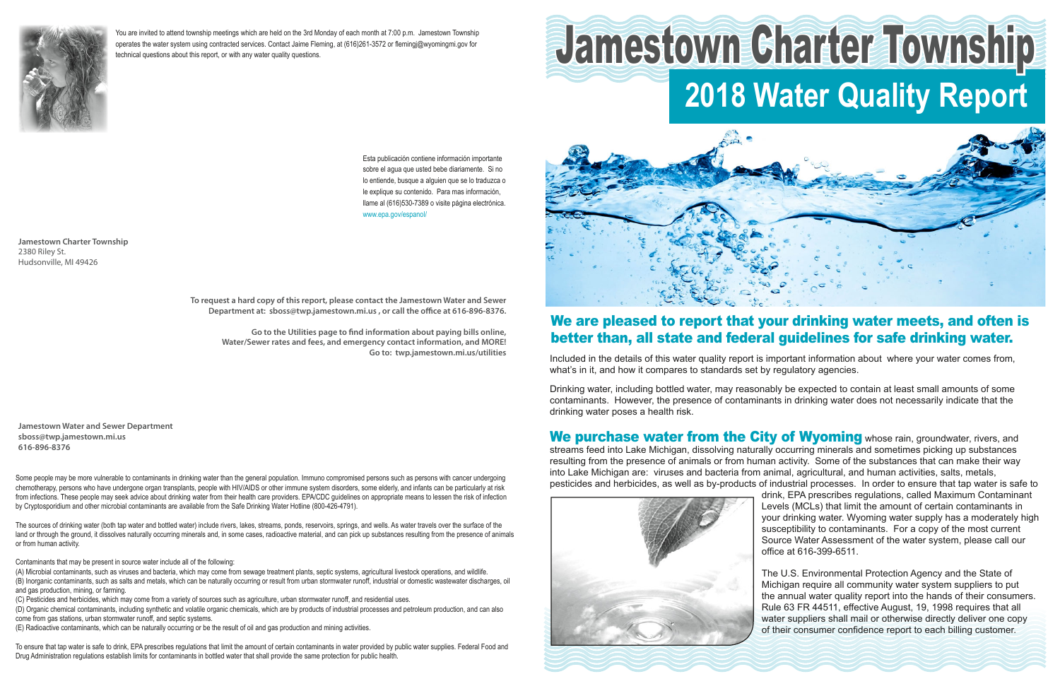# Jamestown Charter Township

## 2018 Water Quality Report

### We are pleased to report that your drinking water meets, and often is better than, all state and federal guidelines for safe drinking water.

Included in the details of this water quality report is important information about where your water comes from, what's in it, and how it compares to standards set by regulatory agencies.

Drinking water, including bottled water, may reasonably be expected to contain at least small amounts of some contaminants. However, the presence of contaminants in drinking water does not necessarily indicate that the drinking water poses a health risk.

**We purchase water from the City of Wyoming** whose rain, groundwater, rivers, and streams feed into Lake Michigan, dissolving naturally occurring minerals and sometimes picking up substances resulting from the presence of animals or from human activity. Some of the substances that can make their way into Lake Michigan are: viruses and bacteria from animal, agricultural, and human activities, salts, metals, pesticides and herbicides, as well as by-products of industrial processes. In order to ensure that tap water is safe to drink, EPA prescribes regulations, called Maximum Contaminant Levels (MCLs) that limit the amount of certain contaminants in your drinking water. Wyoming water supply has a moderately high susceptibility to contaminants. For a copy of the most current Source Water Assessment of the water system, please call our office at 616-399-6511.

The U.S. Environmental Protection Agency and the State of Michigan require all community water system suppliers to put the annual water quality report into the hands of their consumers. Rule 63 FR 44511, effective August, 19, 1998 requires that all water suppliers shall mail or otherwise directly deliver one copy of their consumer confidence report to each billing customer.

---

You are invited to attend township meetings which are held on the 3rd Monday of each month at 7:00 p.m. Jamestown Township operates the water system using contracted services. Contact Jaime Fleming, at (616)261-3572 or flemingj@wyomingmi.gov for technical questions about this report, or with any water quality questions.

Esta publicación contiene información importante sobre el agua que usted bebe diariamente. Si no lo entiende, busque a alguien que se lo traduzca o le explique su contenido. Para mas información, llame al (616)530-7389 o visite página electrónica. www.epa.gov/espanol/

**Jamestown Charter Township**
2380 Riley St.
Hudsonville, MI 49426

**To request a hard copy of this report, please contact the Jamestown Water and Sewer Department at: sboss@twp.jamestown.mi.us , or call the office at 616-896-8376.**

**Go to the Utilities page to find information about paying bills online, Water/Sewer rates and fees, and emergency contact information, and MORE! Go to: twp.jamestown.mi.us/utilities**

**Jamestown Water and Sewer Department**
**sboss@twp.jamestown.mi.us**
**616-896-8376**

Some people may be more vulnerable to contaminants in drinking water than the general population. Immuno compromised persons such as persons with cancer undergoing chemotherapy, persons who have undergone organ transplants, people with HIV/AIDS or other immune system disorders, some elderly, and infants can be particularly at risk from infections. These people may seek advice about drinking water from their health care providers. EPA/CDC guidelines on appropriate means to lessen the risk of infection by Cryptosporidium and other microbial contaminants are available from the Safe Drinking Water Hotline (800-426-4791).

The sources of drinking water (both tap water and bottled water) include rivers, lakes, streams, ponds, reservoirs, springs, and wells. As water travels over the surface of the land or through the ground, it dissolves naturally occurring minerals and, in some cases, radioactive material, and can pick up substances resulting from the presence of animals or from human activity.

Contaminants that may be present in source water include all of the following:

(A) Microbial contaminants, such as viruses and bacteria, which may come from sewage treatment plants, septic systems, agricultural livestock operations, and wildlife.
(B) Inorganic contaminants, such as salts and metals, which can be naturally occurring or result from urban stormwater runoff, industrial or domestic wastewater discharges, oil and gas production, mining, or farming.
(C) Pesticides and herbicides, which may come from a variety of sources such as agriculture, urban stormwater runoff, and residential uses.
(D) Organic chemical contaminants, including synthetic and volatile organic chemicals, which are by products of industrial processes and petroleum production, and can also come from gas stations, urban stormwater runoff, and septic systems.
(E) Radioactive contaminants, which can be naturally occurring or be the result of oil and gas production and mining activities.

To ensure that tap water is safe to drink, EPA prescribes regulations that limit the amount of certain contaminants in water provided by public water supplies. Federal Food and Drug Administration regulations establish limits for contaminants in bottled water that shall provide the same protection for public health.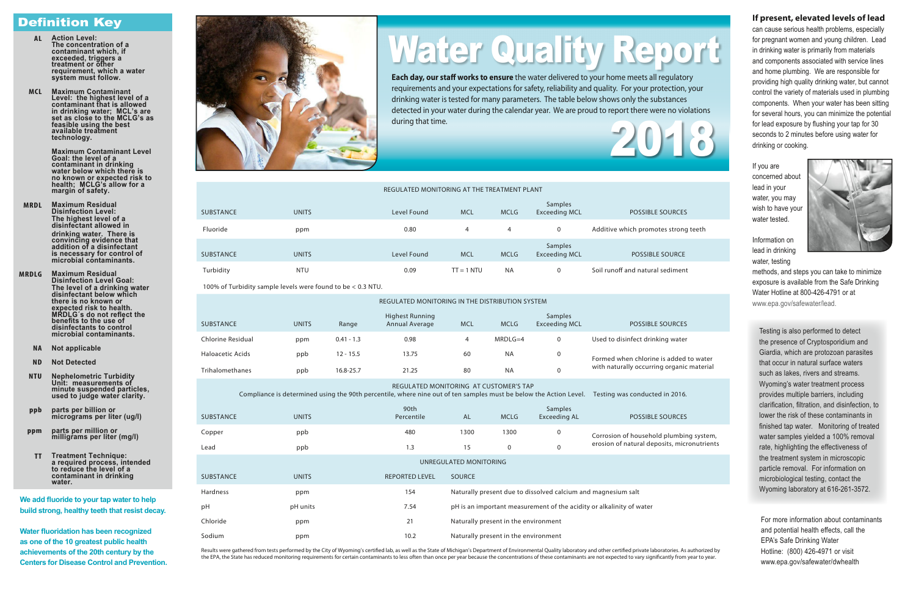## Definition Key

**AL** Action Level: The concentration of a contaminant which, if exceeded, triggers a treatment or other requirement, which a water system must follow.

**MCL** Maximum Contaminant Level: the highest level of a contaminant that is allowed in drinking water; MCL's are set as close to the MCLG's as feasible using the best available treatment technology.

Maximum Contaminant Level Goal: the level of a contaminant in drinking water below which there is no known or expected risk to health; MCLG's allow for a margin of safety.

**MRDL** Maximum Residual Disinfection Level: The highest level of a disinfectant allowed in drinking water. There is convincing evidence that addition of a disinfectant is necessary for control of microbial contaminants.

**MRDLG** Maximum Residual Disinfection Level Goal: The level of a drinking water disinfectant below which there is no known or expected risk to health. MRDLG's do not reflect the benefits to the use of disinfectants to control microbial contaminants.

**NA** Not applicable

**ND** Not Detected

**NTU** Nephelometric Turbidity Unit: measurements of minute suspended particles, used to judge water clarity.

**ppb** parts per billion or micrograms per liter (ug/l)

**ppm** parts per million or milligrams per liter (mg/l)

**TT** Treatment Technique: a required process, intended to reduce the level of a contaminant in drinking water.

We add fluoride to your tap water to help build strong, healthy teeth that resist decay.

Water fluoridation has been recognized as one of the 10 greatest public health achievements of the 20th century by the Centers for Disease Control and Prevention.

# Water Quality Report 2018

**Each day, our staff works to ensure** the water delivered to your home meets all regulatory requirements and your expectations for safety, reliability and quality. For your protection, your drinking water is tested for many parameters. The table below shows only the substances detected in your water during the calendar year. We are proud to report there were no violations during that time.

### REGULATED MONITORING AT THE TREATMENT PLANT

| SUBSTANCE | UNITS | Level Found | MCL | MCLG | Samples Exceeding MCL | POSSIBLE SOURCES |
|---|---|---|---|---|---|---|
| Fluoride | ppm | 0.80 | 4 | 4 | 0 | Additive which promotes strong teeth |

| SUBSTANCE | UNITS | Level Found | MCL | MCLG | Samples Exceeding MCL | POSSIBLE SOURCE |
|---|---|---|---|---|---|---|
| Turbidity | NTU | 0.09 | TT = 1 NTU | NA | 0 | Soil runoff and natural sediment |

100% of Turbidity sample levels were found to be < 0.3 NTU.

### REGULATED MONITORING IN THE DISTRIBUTION SYSTEM

| SUBSTANCE | UNITS | Range | Highest Running Annual Average | MCL | MCLG | Samples Exceeding MCL | POSSIBLE SOURCES |
|---|---|---|---|---|---|---|---|
| Chlorine Residual | ppm | 0.41 - 1.3 | 0.98 | 4 | MRDLG=4 | 0 | Used to disinfect drinking water |
| Haloacetic Acids | ppb | 12 - 15.5 | 13.75 | 60 | NA | 0 | Formed when chlorine is added to water with naturally occurring organic material |
| Trihalomethanes | ppb | 16.8-25.7 | 21.25 | 80 | NA | 0 | Formed when chlorine is added to water with naturally occurring organic material |

### REGULATED MONITORING AT CUSTOMER'S TAP

Compliance is determined using the 90th percentile, where nine out of ten samples must be below the Action Level. Testing was conducted in 2016.

| SUBSTANCE | UNITS | 90th Percentile | AL | MCLG | Samples Exceeding AL | POSSIBLE SOURCES |
|---|---|---|---|---|---|---|
| Copper | ppb | 480 | 1300 | 1300 | 0 | Corrosion of household plumbing system, erosion of natural deposits, micronutrients |
| Lead | ppb | 1.3 | 15 | 0 | 0 | Corrosion of household plumbing system, erosion of natural deposits, micronutrients |

### UNREGULATED MONITORING

| SUBSTANCE | UNITS | REPORTED LEVEL | SOURCE |
|---|---|---|---|
| Hardness | ppm | 154 | Naturally present due to dissolved calcium and magnesium salt |
| pH | pH units | 7.54 | pH is an important measurement of the acidity or alkalinity of water |
| Chloride | ppm | 21 | Naturally present in the environment |
| Sodium | ppm | 10.2 | Naturally present in the environment |

Results were gathered from tests performed by the City of Wyoming's certified lab, as well as the State of Michigan's Department of Environmental Quality laboratory and other certified private laboratories. As authorized by the EPA, the State has reduced monitoring requirements for certain contaminants to less often than once per year because the concentrations of these contaminants are not expected to vary significantly from year to year.

**If present, elevated levels of lead** can cause serious health problems, especially for pregnant women and young children. Lead in drinking water is primarily from materials and components associated with service lines and home plumbing. We are responsible for providing high quality drinking water, but cannot control the variety of materials used in plumbing components. When your water has been sitting for several hours, you can minimize the potential for lead exposure by flushing your tap for 30 seconds to 2 minutes before using water for drinking or cooking.

If you are concerned about lead in your water, you may wish to have your water tested.

Information on lead in drinking water, testing methods, and steps you can take to minimize exposure is available from the Safe Drinking Water Hotline at 800-426-4791 or at www.epa.gov/safewater/lead.

Testing is also performed to detect the presence of Cryptosporidium and Giardia, which are protozoan parasites that occur in natural surface waters such as lakes, rivers and streams. Wyoming's water treatment process provides multiple barriers, including clarification, filtration, and disinfection, to lower the risk of these contaminants in finished tap water. Monitoring of treated water samples yielded a 100% removal rate, highlighting the effectiveness of the treatment system in microscopic particle removal. For information on microbiological testing, contact the Wyoming laboratory at 616-261-3572.

For more information about contaminants and potential health effects, call the EPA's Safe Drinking Water Hotline: (800) 426-4971 or visit www.epa.gov/safewater/dwhealth